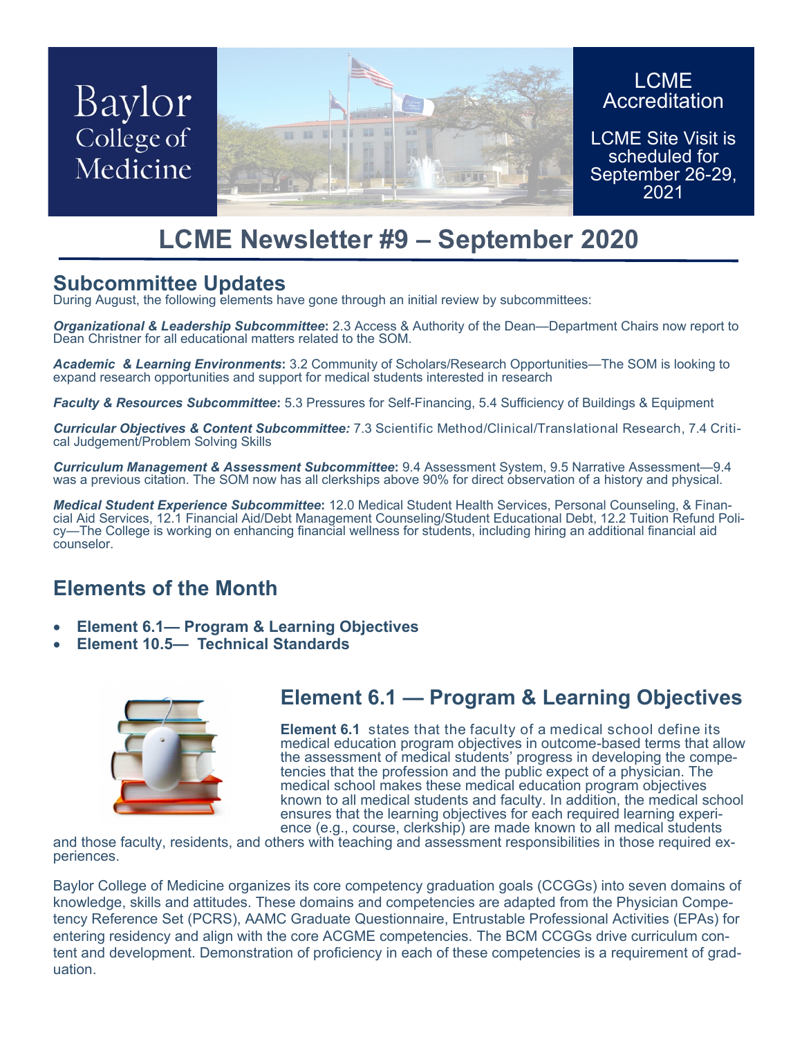Baylor College of Medicine

LCME Accreditation

LCME Site Visit is scheduled for September 26-29, 2021

# LCME Newsletter #9 – September 2020

## Subcommittee Updates

During August, the following elements have gone through an initial review by subcommittees:

***Organizational & Leadership Subcommittee*:** 2.3 Access & Authority of the Dean—Department Chairs now report to Dean Christner for all educational matters related to the SOM.

***Academic & Learning Environments*:** 3.2 Community of Scholars/Research Opportunities—The SOM is looking to expand research opportunities and support for medical students interested in research

***Faculty & Resources Subcommittee*:** 5.3 Pressures for Self-Financing, 5.4 Sufficiency of Buildings & Equipment

***Curricular Objectives & Content Subcommittee:*** 7.3 Scientific Method/Clinical/Translational Research, 7.4 Critical Judgement/Problem Solving Skills

***Curriculum Management & Assessment Subcommittee*:** 9.4 Assessment System, 9.5 Narrative Assessment—9.4 was a previous citation. The SOM now has all clerkships above 90% for direct observation of a history and physical.

***Medical Student Experience Subcommittee*:** 12.0 Medical Student Health Services, Personal Counseling, & Financial Aid Services, 12.1 Financial Aid/Debt Management Counseling/Student Educational Debt, 12.2 Tuition Refund Policy—The College is working on enhancing financial wellness for students, including hiring an additional financial aid counselor.

## Elements of the Month

- **Element 6.1— Program & Learning Objectives**
- **Element 10.5— Technical Standards**

## Element 6.1 — Program & Learning Objectives

**Element 6.1** states that the faculty of a medical school define its medical education program objectives in outcome-based terms that allow the assessment of medical students' progress in developing the competencies that the profession and the public expect of a physician. The medical school makes these medical education program objectives known to all medical students and faculty. In addition, the medical school ensures that the learning objectives for each required learning experience (e.g., course, clerkship) are made known to all medical students and those faculty, residents, and others with teaching and assessment responsibilities in those required experiences.

Baylor College of Medicine organizes its core competency graduation goals (CCGGs) into seven domains of knowledge, skills and attitudes. These domains and competencies are adapted from the Physician Competency Reference Set (PCRS), AAMC Graduate Questionnaire, Entrustable Professional Activities (EPAs) for entering residency and align with the core ACGME competencies. The BCM CCGGs drive curriculum content and development. Demonstration of proficiency in each of these competencies is a requirement of graduation.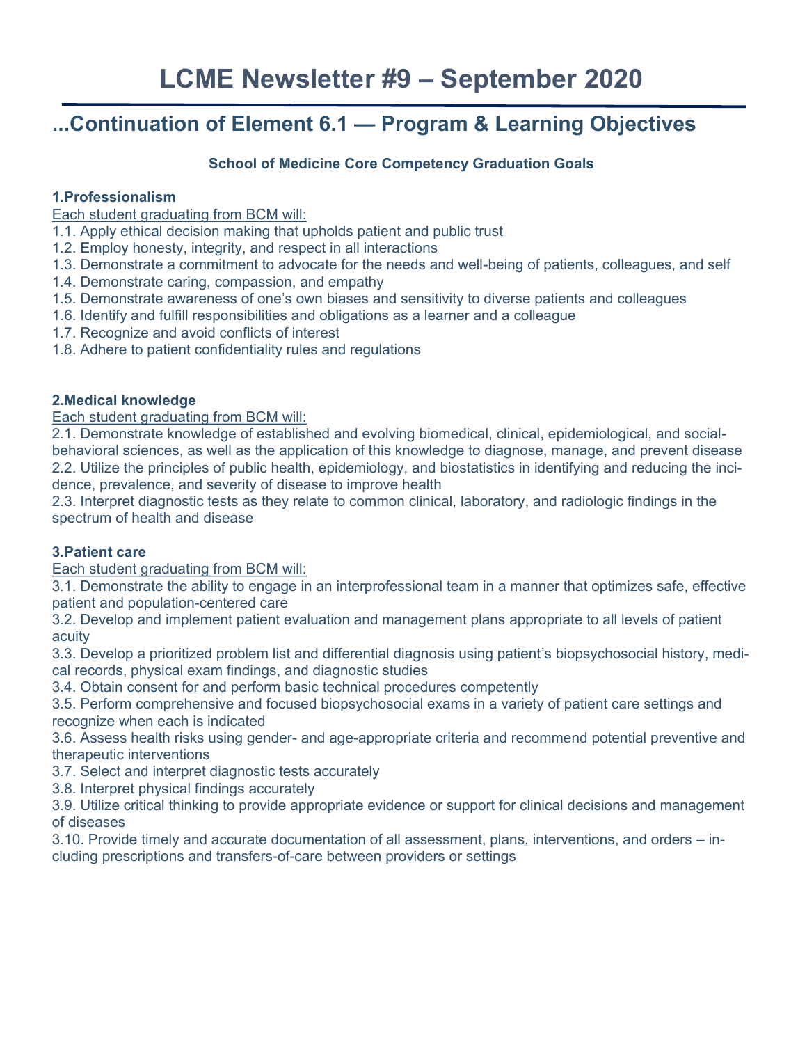# LCME Newsletter #9 – September 2020

## ...Continuation of Element 6.1 — Program & Learning Objectives

**School of Medicine Core Competency Graduation Goals**

**1.Professionalism**

Each student graduating from BCM will:

1.1. Apply ethical decision making that upholds patient and public trust
1.2. Employ honesty, integrity, and respect in all interactions
1.3. Demonstrate a commitment to advocate for the needs and well-being of patients, colleagues, and self
1.4. Demonstrate caring, compassion, and empathy
1.5. Demonstrate awareness of one's own biases and sensitivity to diverse patients and colleagues
1.6. Identify and fulfill responsibilities and obligations as a learner and a colleague
1.7. Recognize and avoid conflicts of interest
1.8. Adhere to patient confidentiality rules and regulations

**2.Medical knowledge**

Each student graduating from BCM will:

2.1. Demonstrate knowledge of established and evolving biomedical, clinical, epidemiological, and social-behavioral sciences, as well as the application of this knowledge to diagnose, manage, and prevent disease
2.2. Utilize the principles of public health, epidemiology, and biostatistics in identifying and reducing the incidence, prevalence, and severity of disease to improve health
2.3. Interpret diagnostic tests as they relate to common clinical, laboratory, and radiologic findings in the spectrum of health and disease

**3.Patient care**

Each student graduating from BCM will:

3.1. Demonstrate the ability to engage in an interprofessional team in a manner that optimizes safe, effective patient and population-centered care
3.2. Develop and implement patient evaluation and management plans appropriate to all levels of patient acuity
3.3. Develop a prioritized problem list and differential diagnosis using patient's biopsychosocial history, medical records, physical exam findings, and diagnostic studies
3.4. Obtain consent for and perform basic technical procedures competently
3.5. Perform comprehensive and focused biopsychosocial exams in a variety of patient care settings and recognize when each is indicated
3.6. Assess health risks using gender- and age-appropriate criteria and recommend potential preventive and therapeutic interventions
3.7. Select and interpret diagnostic tests accurately
3.8. Interpret physical findings accurately
3.9. Utilize critical thinking to provide appropriate evidence or support for clinical decisions and management of diseases
3.10. Provide timely and accurate documentation of all assessment, plans, interventions, and orders – including prescriptions and transfers-of-care between providers or settings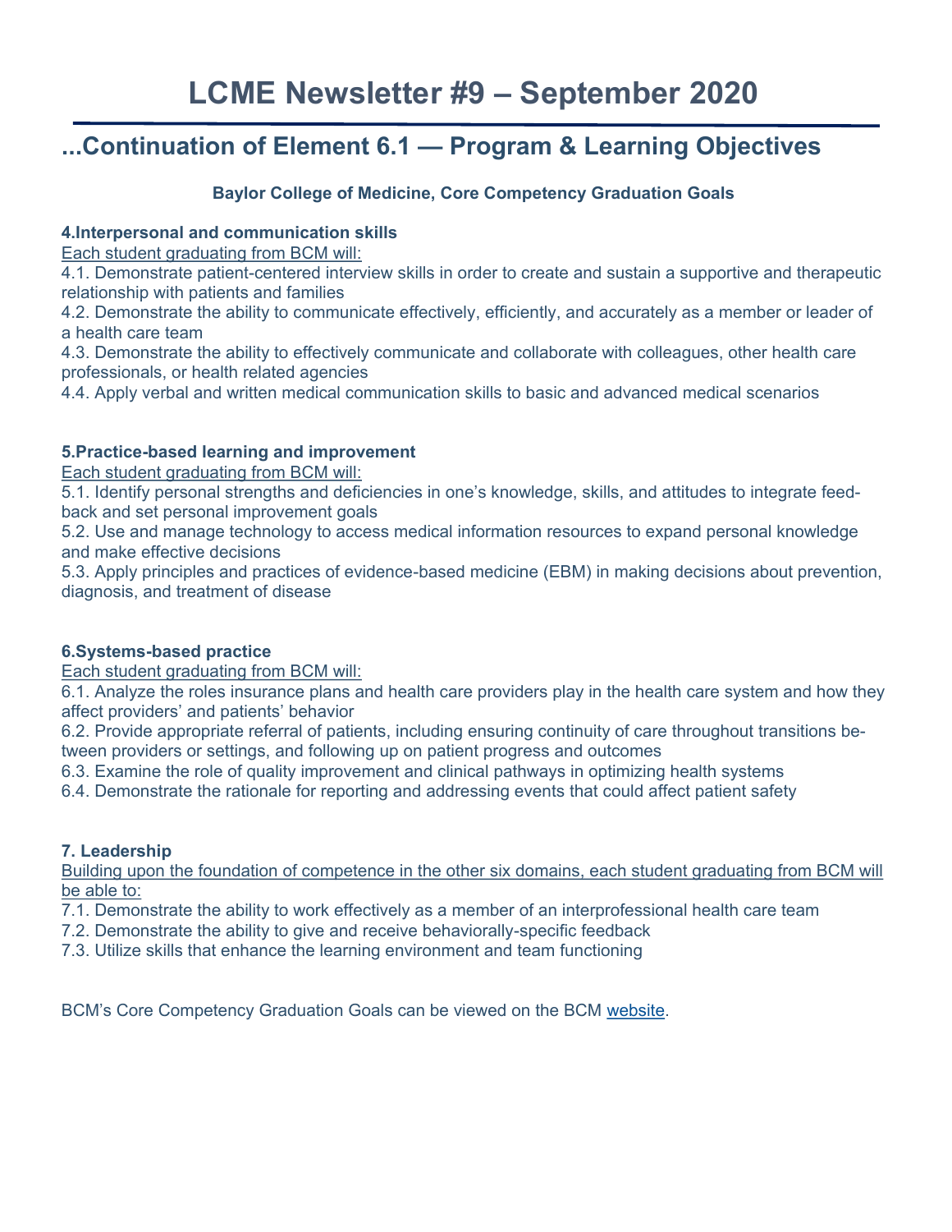# LCME Newsletter #9 – September 2020

## ...Continuation of Element 6.1 — Program & Learning Objectives

**Baylor College of Medicine, Core Competency Graduation Goals**

**4.Interpersonal and communication skills**

Each student graduating from BCM will:

4.1. Demonstrate patient-centered interview skills in order to create and sustain a supportive and therapeutic relationship with patients and families

4.2. Demonstrate the ability to communicate effectively, efficiently, and accurately as a member or leader of a health care team

4.3. Demonstrate the ability to effectively communicate and collaborate with colleagues, other health care professionals, or health related agencies

4.4. Apply verbal and written medical communication skills to basic and advanced medical scenarios

**5.Practice-based learning and improvement**

Each student graduating from BCM will:

5.1. Identify personal strengths and deficiencies in one's knowledge, skills, and attitudes to integrate feedback and set personal improvement goals

5.2. Use and manage technology to access medical information resources to expand personal knowledge and make effective decisions

5.3. Apply principles and practices of evidence-based medicine (EBM) in making decisions about prevention, diagnosis, and treatment of disease

**6.Systems-based practice**

Each student graduating from BCM will:

6.1. Analyze the roles insurance plans and health care providers play in the health care system and how they affect providers' and patients' behavior

6.2. Provide appropriate referral of patients, including ensuring continuity of care throughout transitions between providers or settings, and following up on patient progress and outcomes

6.3. Examine the role of quality improvement and clinical pathways in optimizing health systems

6.4. Demonstrate the rationale for reporting and addressing events that could affect patient safety

**7. Leadership**

Building upon the foundation of competence in the other six domains, each student graduating from BCM will be able to:

7.1. Demonstrate the ability to work effectively as a member of an interprofessional health care team

7.2. Demonstrate the ability to give and receive behaviorally-specific feedback

7.3. Utilize skills that enhance the learning environment and team functioning

BCM's Core Competency Graduation Goals can be viewed on the BCM website.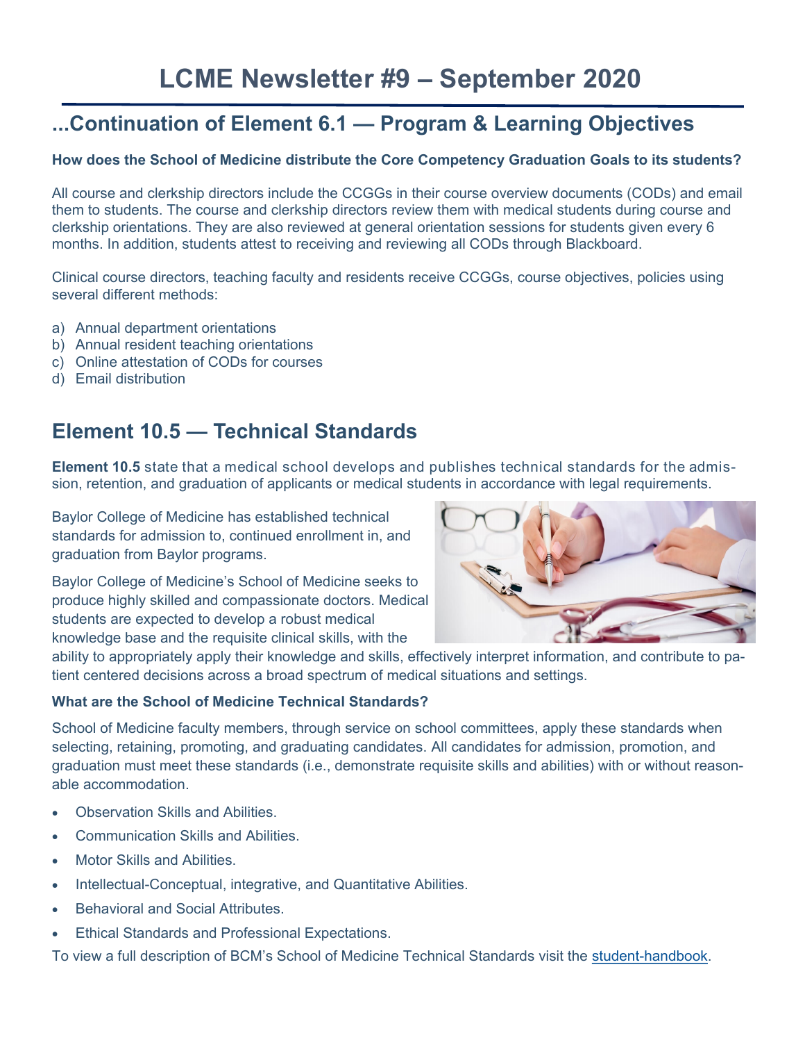# LCME Newsletter #9 – September 2020

## ...Continuation of Element 6.1 — Program & Learning Objectives

**How does the School of Medicine distribute the Core Competency Graduation Goals to its students?**

All course and clerkship directors include the CCGGs in their course overview documents (CODs) and email them to students. The course and clerkship directors review them with medical students during course and clerkship orientations. They are also reviewed at general orientation sessions for students given every 6 months. In addition, students attest to receiving and reviewing all CODs through Blackboard.

Clinical course directors, teaching faculty and residents receive CCGGs, course objectives, policies using several different methods:

a) Annual department orientations
b) Annual resident teaching orientations
c) Online attestation of CODs for courses
d) Email distribution

## Element 10.5 — Technical Standards

**Element 10.5** state that a medical school develops and publishes technical standards for the admission, retention, and graduation of applicants or medical students in accordance with legal requirements.

Baylor College of Medicine has established technical standards for admission to, continued enrollment in, and graduation from Baylor programs.

Baylor College of Medicine's School of Medicine seeks to produce highly skilled and compassionate doctors. Medical students are expected to develop a robust medical knowledge base and the requisite clinical skills, with the ability to appropriately apply their knowledge and skills, effectively interpret information, and contribute to patient centered decisions across a broad spectrum of medical situations and settings.

**What are the School of Medicine Technical Standards?**

School of Medicine faculty members, through service on school committees, apply these standards when selecting, retaining, promoting, and graduating candidates. All candidates for admission, promotion, and graduation must meet these standards (i.e., demonstrate requisite skills and abilities) with or without reasonable accommodation.

- Observation Skills and Abilities.
- Communication Skills and Abilities.
- Motor Skills and Abilities.
- Intellectual-Conceptual, integrative, and Quantitative Abilities.
- Behavioral and Social Attributes.
- Ethical Standards and Professional Expectations.

To view a full description of BCM's School of Medicine Technical Standards visit the student-handbook.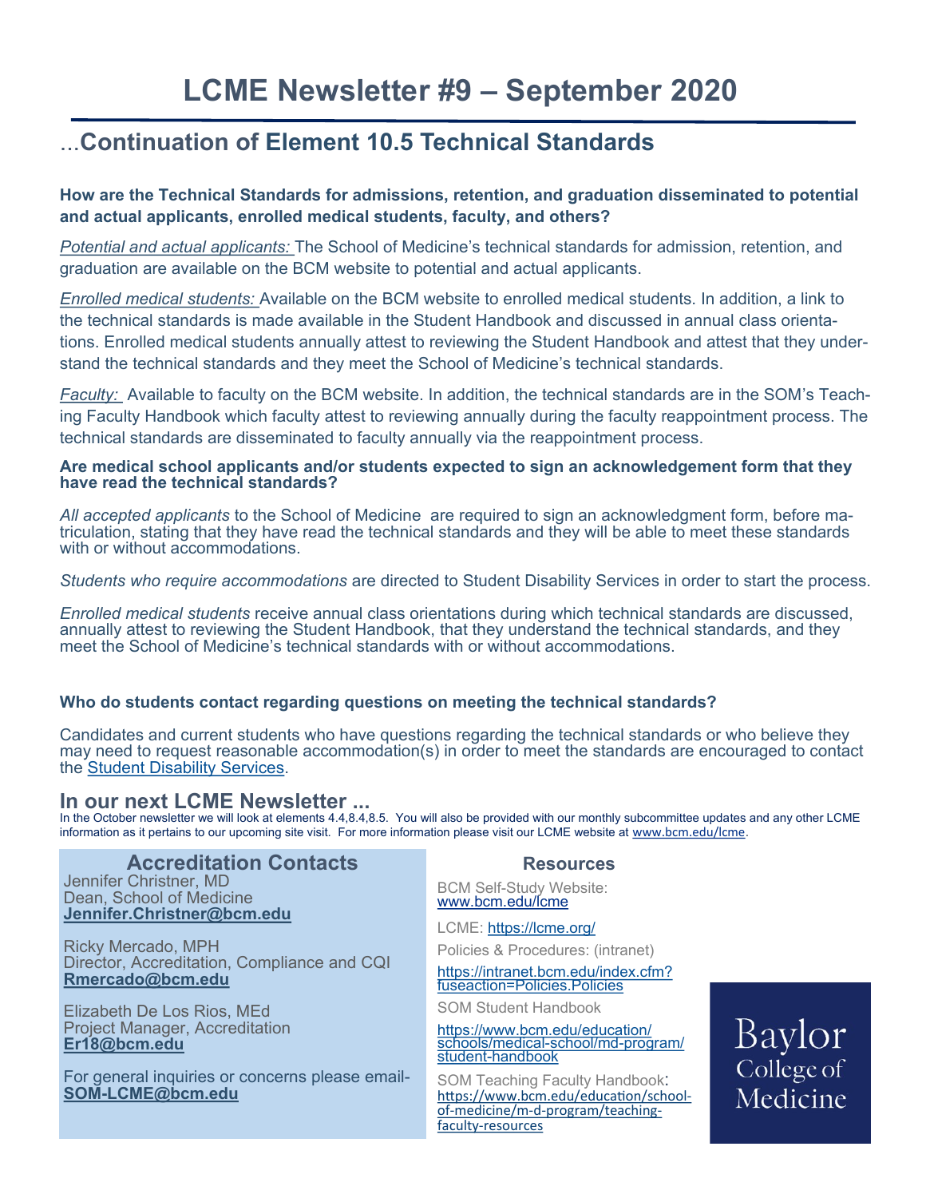# LCME Newsletter #9 – September 2020

## ...Continuation of Element 10.5 Technical Standards

**How are the Technical Standards for admissions, retention, and graduation disseminated to potential and actual applicants, enrolled medical students, faculty, and others?**

*Potential and actual applicants:* The School of Medicine's technical standards for admission, retention, and graduation are available on the BCM website to potential and actual applicants.

*Enrolled medical students:* Available on the BCM website to enrolled medical students. In addition, a link to the technical standards is made available in the Student Handbook and discussed in annual class orientations. Enrolled medical students annually attest to reviewing the Student Handbook and attest that they understand the technical standards and they meet the School of Medicine's technical standards.

*Faculty:* Available to faculty on the BCM website. In addition, the technical standards are in the SOM's Teaching Faculty Handbook which faculty attest to reviewing annually during the faculty reappointment process. The technical standards are disseminated to faculty annually via the reappointment process.

**Are medical school applicants and/or students expected to sign an acknowledgement form that they have read the technical standards?**

*All accepted applicants* to the School of Medicine are required to sign an acknowledgment form, before matriculation, stating that they have read the technical standards and they will be able to meet these standards with or without accommodations.

*Students who require accommodations* are directed to Student Disability Services in order to start the process.

*Enrolled medical students* receive annual class orientations during which technical standards are discussed, annually attest to reviewing the Student Handbook, that they understand the technical standards, and they meet the School of Medicine's technical standards with or without accommodations.

**Who do students contact regarding questions on meeting the technical standards?**

Candidates and current students who have questions regarding the technical standards or who believe they may need to request reasonable accommodation(s) in order to meet the standards are encouraged to contact the Student Disability Services.

## In our next LCME Newsletter ...

In the October newsletter we will look at elements 4.4,8.4,8.5. You will also be provided with our monthly subcommittee updates and any other LCME information as it pertains to our upcoming site visit. For more information please visit our LCME website at www.bcm.edu/lcme.

### Accreditation Contacts

Jennifer Christner, MD
Dean, School of Medicine
**Jennifer.Christner@bcm.edu**

Ricky Mercado, MPH
Director, Accreditation, Compliance and CQI
**Rmercado@bcm.edu**

Elizabeth De Los Rios, MEd
Project Manager, Accreditation
**Er18@bcm.edu**

For general inquiries or concerns please email-
**SOM-LCME@bcm.edu**

### Resources

BCM Self-Study Website:
www.bcm.edu/lcme

LCME: https://lcme.org/

Policies & Procedures: (intranet)

https://intranet.bcm.edu/index.cfm?fuseaction=Policies.Policies

SOM Student Handbook

https://www.bcm.edu/education/schools/medical-school/md-program/student-handbook

SOM Teaching Faculty Handbook:
https://www.bcm.edu/education/school-of-medicine/m-d-program/teaching-faculty-resources

Baylor College of Medicine